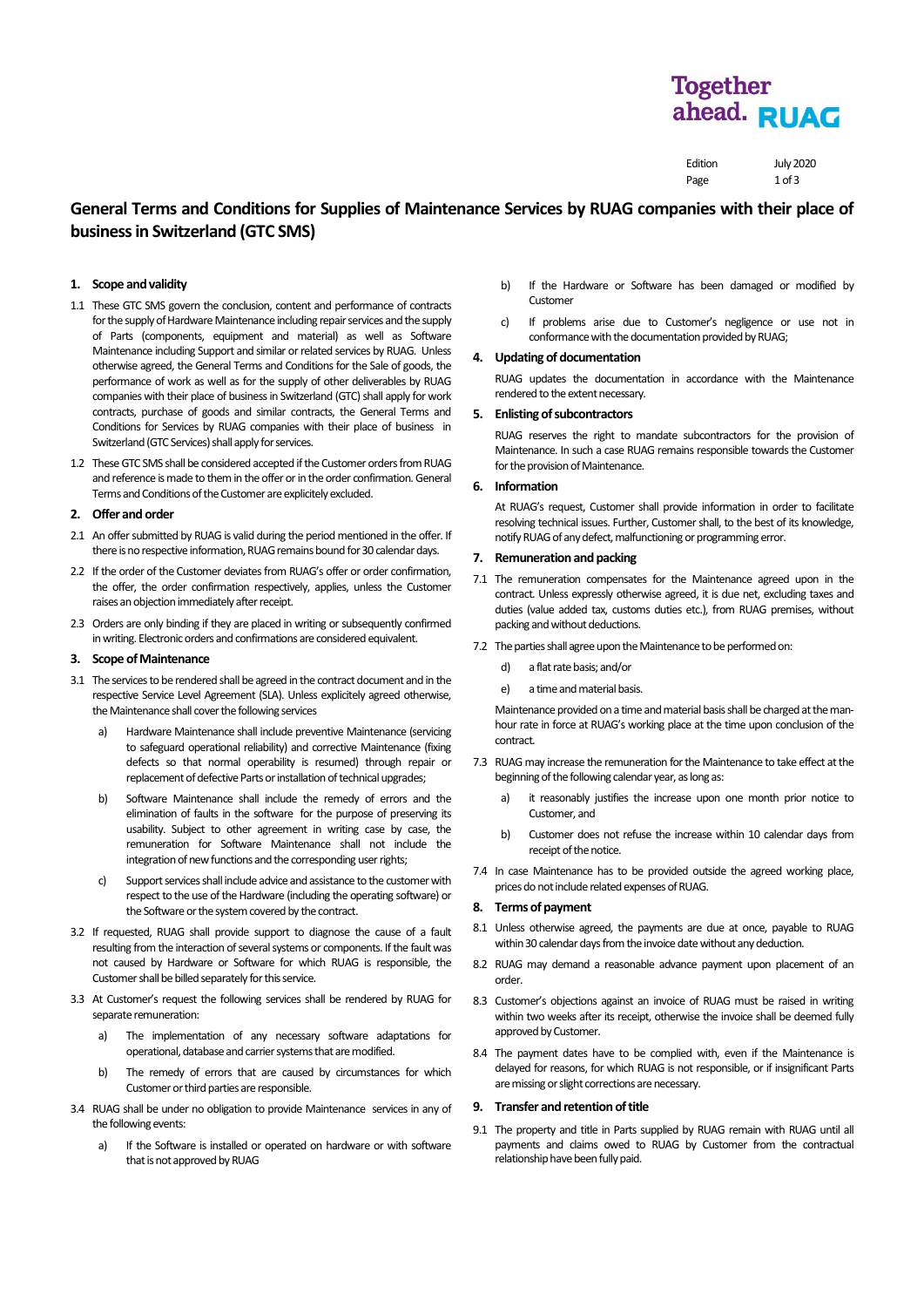# General Terms and Conditions for Supplies of Maintenance Services by RUAG companies with their place of business in Switzerland (GTC SMS)

Edition July 2020

## 1. Scope and validity

1.1 These GTC SMS govern the conclusion, content and performance of contracts for the supply of Hardware Maintenance including repair services and the supply of Parts (components, equipment and material) as well as Software Maintenance including Support and similar or related services by RUAG. Unless otherwise agreed, the General Terms and Conditions for the Sale of goods, the performance of work as well as for the supply of other deliverables by RUAG companies with their place of business in Switzerland (GTC) shall apply for work contracts, purchase of goods and similar contracts, the General Terms and Conditions for Services by RUAG companies with their place of business in Switzerland (GTC Services) shall apply for services.

1.2 These GTC SMS shall be considered accepted if the Customer orders from RUAG and reference is made to them in the offer or in the order confirmation. General Terms and Conditions of the Customer are explicitely excluded.

## 2. Offer and order

2.1 An offer submitted by RUAG is valid during the period mentioned in the offer. If there is no respective information, RUAG remains bound for 30 calendar days.

2.2 If the order of the Customer deviates from RUAG's offer or order confirmation, the offer, the order confirmation respectively, applies, unless the Customer raises an objection immediately after receipt.

2.3 Orders are only binding if they are placed in writing or subsequently confirmed in writing. Electronic orders and confirmations are considered equivalent.

## 3. Scope of Maintenance

3.1 The services to be rendered shall be agreed in the contract document and in the respective Service Level Agreement (SLA). Unless explicitly agreed otherwise, the Maintenance shall cover the following services

a) Hardware Maintenance shall include preventive Maintenance (servicing to safeguard operational reliability) and corrective Maintenance (fixing defects so that normal operability is resumed) through repair or replacement of defective Parts or installation of technical upgrades;

b) Software Maintenance shall include the remedy of errors and the elimination of faults in the software for the purpose of preserving its usability. Subject to other agreement in writing case by case, the remuneration for Software Maintenance shall not include the integration of new functions and the corresponding user rights;

c) Support services shall include advice and assistance to the customer with respect to the use of the Hardware (including the operating software) or the Software or the system covered by the contract.

3.2 If requested, RUAG shall provide support to diagnose the cause of a fault resulting from the interaction of several systems or components. If the fault was not caused by Hardware or Software for which RUAG is responsible, the Customer shall be billed separately for this service.

3.3 At Customer's request the following services shall be rendered by RUAG for separate remuneration:

a) The implementation of any necessary software adaptations for operational, database and carrier systems that are modified.

b) The remedy of errors that are caused by circumstances for which Customer or third parties are responsible.

3.4 RUAG shall be under no obligation to provide Maintenance services in any of the following events:

a) If the Software is installed or operated on hardware or with software that is not approved by RUAG

b) If the Hardware or Software has been damaged or modified by Customer

c) If problems arise due to Customer's negligence or use not in conformance with the documentation provided by RUAG;

## 4. Updating of documentation

RUAG updates the documentation in accordance with the Maintenance rendered to the extent necessary.

## 5. Enlisting of subcontractors

RUAG reserves the right to mandate subcontractors for the provision of Maintenance. In such a case RUAG remains responsible towards the Customer for the provision of Maintenance.

## 6. Information

At RUAG's request, Customer shall provide information in order to facilitate resolving technical issues. Further, Customer shall, to the best of its knowledge, notify RUAG of any defect, malfunctioning or programming error.

## 7. Remuneration and packing

7.1 The remuneration compensates for the Maintenance agreed upon in the contract. Unless expressly otherwise agreed, it is due net, excluding taxes and duties (value added tax, customs duties etc.), from RUAG premises, without packing and without deductions.

7.2 The parties shall agree upon the Maintenance to be performed on:

d) a flat rate basis; and/or

e) a time and material basis.

Maintenance provided on a time and material basis shall be charged at the man-hour rate in force at RUAG's working place at the time upon conclusion of the contract.

7.3 RUAG may increase the remuneration for the Maintenance to take effect at the beginning of the following calendar year, as long as:

a) it reasonably justifies the increase upon one month prior notice to Customer, and

b) Customer does not refuse the increase within 10 calendar days from receipt of the notice.

7.4 In case Maintenance has to be provided outside the agreed working place, prices do not include related expenses of RUAG.

## 8. Terms of payment

8.1 Unless otherwise agreed, the payments are due at once, payable to RUAG within 30 calendar days from the invoice date without any deduction.

8.2 RUAG may demand a reasonable advance payment upon placement of an order.

8.3 Customer's objections against an invoice of RUAG must be raised in writing within two weeks after its receipt, otherwise the invoice shall be deemed fully approved by Customer.

8.4 The payment dates have to be complied with, even if the Maintenance is delayed for reasons, for which RUAG is not responsible, or if insignificant Parts are missing or slight corrections are necessary.

## 9. Transfer and retention of title

9.1 The property and title in Parts supplied by RUAG remain with RUAG until all payments and claims owed to RUAG by Customer from the contractual relationship have been fully paid.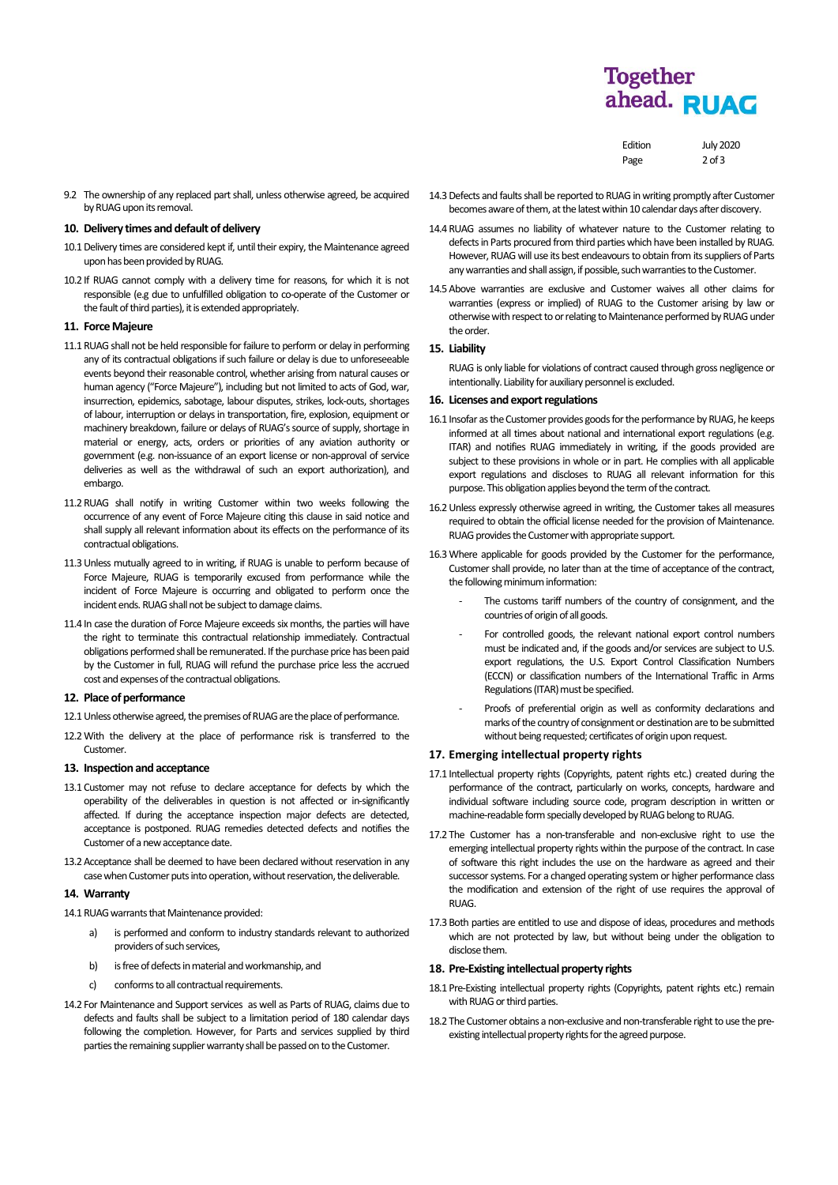9.2 The ownership of any replaced part shall, unless otherwise agreed, be acquired by RUAG upon its removal.

## 10. Delivery times and default of delivery

10.1 Delivery times are considered kept if, until their expiry, the Maintenance agreed upon has been provided by RUAG.

10.2 If RUAG cannot comply with a delivery time for reasons, for which it is not responsible (e.g due to unfulfilled obligation to co-operate of the Customer or the fault of third parties), it is extended appropriately.

## 11. Force Majeure

11.1 RUAG shall not be held responsible for failure to perform or delay in performing any of its contractual obligations if such failure or delay is due to unforeseeable events beyond their reasonable control, whether arising from natural causes or human agency ("Force Majeure"), including but not limited to acts of God, war, insurrection, epidemics, sabotage, labour disputes, strikes, lock-outs, shortages of labour, interruption or delays in transportation, fire, explosion, equipment or machinery breakdown, failure or delays of RUAG's source of supply, shortage in material or energy, acts, orders or priorities of any aviation authority or government (e.g. non-issuance of an export license or non-approval of service deliveries as well as the withdrawal of such an export authorization), and embargo.

11.2 RUAG shall notify in writing Customer within two weeks following the occurrence of any event of Force Majeure citing this clause in said notice and shall supply all relevant information about its effects on the performance of its contractual obligations.

11.3 Unless mutually agreed to in writing, if RUAG is unable to perform because of Force Majeure, RUAG is temporarily excused from performance while the incident of Force Majeure is occurring and obligated to perform once the incident ends. RUAG shall not be subject to damage claims.

11.4 In case the duration of Force Majeure exceeds six months, the parties will have the right to terminate this contractual relationship immediately. Contractual obligations performed shall be remunerated. If the purchase price has been paid by the Customer in full, RUAG will refund the purchase price less the accrued cost and expenses of the contractual obligations.

## 12. Place of performance

12.1 Unless otherwise agreed, the premises of RUAG are the place of performance.

12.2 With the delivery at the place of performance risk is transferred to the Customer.

## 13. Inspection and acceptance

13.1 Customer may not refuse to declare acceptance for defects by which the operability of the deliverables in question is not affected or in-significantly affected. If during the acceptance inspection major defects are detected, acceptance is postponed. RUAG remedies detected defects and notifies the Customer of a new acceptance date.

13.2 Acceptance shall be deemed to have been declared without reservation in any case when Customer puts into operation, without reservation, the deliverable.

## 14. Warranty

14.1 RUAG warrants that Maintenance provided:

a) is performed and conform to industry standards relevant to authorized providers of such services,

b) is free of defects in material and workmanship, and

c) conforms to all contractual requirements.

14.2 For Maintenance and Support services as well as Parts of RUAG, claims due to defects and faults shall be subject to a limitation period of 180 calendar days following the completion. However, for Parts and services supplied by third parties the remaining supplier warranty shall be passed on to the Customer.

14.3 Defects and faults shall be reported to RUAG in writing promptly after Customer becomes aware of them, at the latest within 10 calendar days after discovery.

14.4 RUAG assumes no liability of whatever nature to the Customer relating to defects in Parts procured from third parties which have been installed by RUAG. However, RUAG will use its best endeavours to obtain from its suppliers of Parts any warranties and shall assign, if possible, such warranties to the Customer.

14.5 Above warranties are exclusive and Customer waives all other claims for warranties (express or implied) of RUAG to the Customer arising by law or otherwise with respect to or relating to Maintenance performed by RUAG under the order.

## 15. Liability

RUAG is only liable for violations of contract caused through gross negligence or intentionally. Liability for auxiliary personnel is excluded.

## 16. Licenses and export regulations

16.1 Insofar as the Customer provides goods for the performance by RUAG, he keeps informed at all times about national and international export regulations (e.g. ITAR) and notifies RUAG immediately in writing, if the goods provided are subject to these provisions in whole or in part. He complies with all applicable export regulations and discloses to RUAG all relevant information for this purpose. This obligation applies beyond the term of the contract.

16.2 Unless expressly otherwise agreed in writing, the Customer takes all measures required to obtain the official license needed for the provision of Maintenance. RUAG provides the Customer with appropriate support.

16.3 Where applicable for goods provided by the Customer for the performance, Customer shall provide, no later than at the time of acceptance of the contract, the following minimum information:

- The customs tariff numbers of the country of consignment, and the countries of origin of all goods.
- For controlled goods, the relevant national export control numbers must be indicated and, if the goods and/or services are subject to U.S. export regulations, the U.S. Export Control Classification Numbers (ECCN) or classification numbers of the International Traffic in Arms Regulations (ITAR) must be specified.
- Proofs of preferential origin as well as conformity declarations and marks of the country of consignment or destination are to be submitted without being requested; certificates of origin upon request.

## 17. Emerging intellectual property rights

17.1 Intellectual property rights (Copyrights, patent rights etc.) created during the performance of the contract, particularly on works, concepts, hardware and individual software including source code, program description in written or machine-readable form specially developed by RUAG belong to RUAG.

17.2 The Customer has a non-transferable and non-exclusive right to use the emerging intellectual property rights within the purpose of the contract. In case of software this right includes the use on the hardware as agreed and their successor systems. For a changed operating system or higher performance class the modification and extension of the right of use requires the approval of RUAG.

17.3 Both parties are entitled to use and dispose of ideas, procedures and methods which are not protected by law, but without being under the obligation to disclose them.

## 18. Pre-Existing intellectual property rights

18.1 Pre-Existing intellectual property rights (Copyrights, patent rights etc.) remain with RUAG or third parties.

18.2 The Customer obtains a non-exclusive and non-transferable right to use the pre-existing intellectual property rights for the agreed purpose.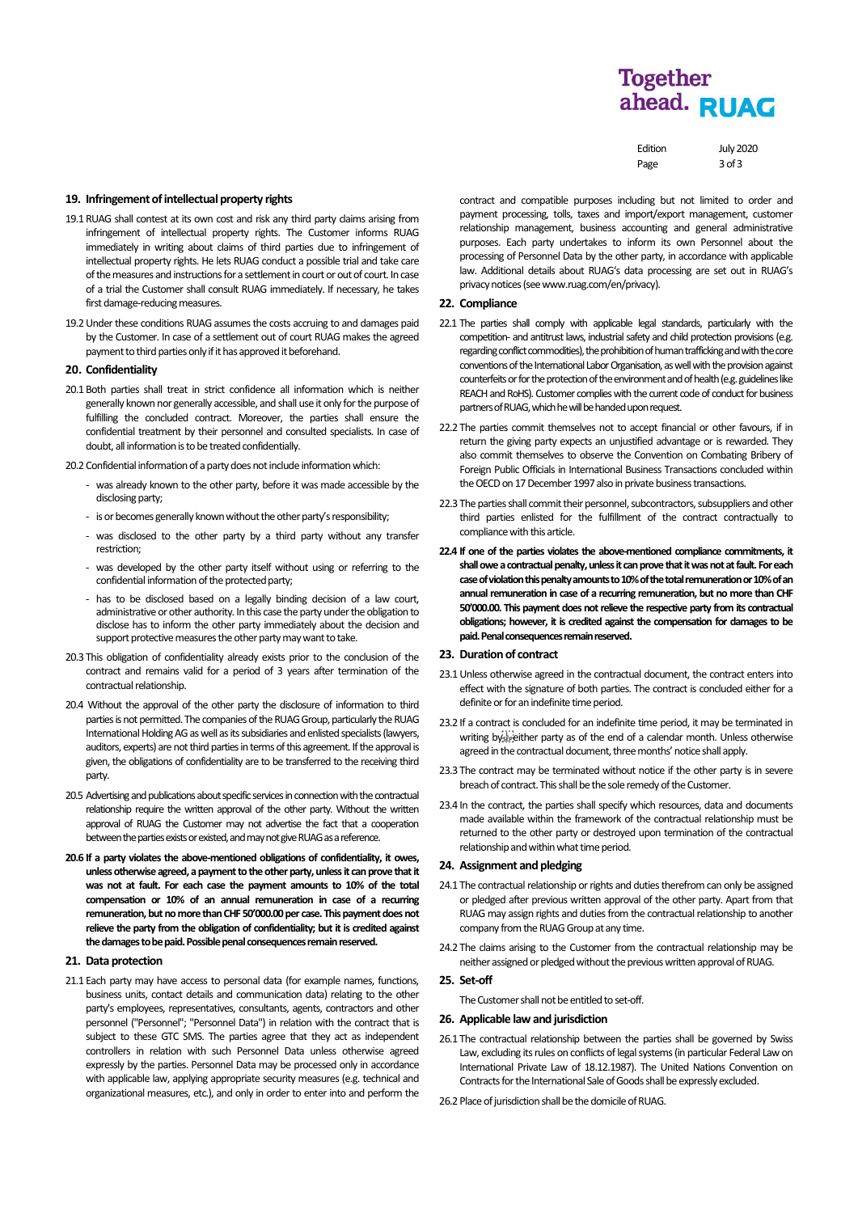## 19. Infringement of intellectual property rights

19.1 RUAG shall contest at its own cost and risk any third party claims arising from infringement of intellectual property rights. The Customer informs RUAG immediately in writing about claims of third parties due to infringement of intellectual property rights. He lets RUAG conduct a possible trial and take care of the measures and instructions for a settlement in court or out of court. In case of a trial the Customer shall consult RUAG immediately. If necessary, he takes first damage-reducing measures.

19.2 Under these conditions RUAG assumes the costs accruing to and damages paid by the Customer. In case of a settlement out of court RUAG makes the agreed payment to third parties only if it has approved it beforehand.

## 20. Confidentiality

20.1 Both parties shall treat in strict confidence all information which is neither generally known nor generally accessible, and shall use it only for the purpose of fulfilling the concluded contract. Moreover, the parties shall ensure the confidential treatment by their personnel and consulted specialists. In case of doubt, all information is to be treated confidentially.

20.2 Confidential information of a party does not include information which:

- was already known to the other party, before it was made accessible by the disclosing party;
- is or becomes generally known without the other party's responsibility;
- was disclosed to the other party by a third party without any transfer restriction;
- was developed by the other party itself without using or referring to the confidential information of the protected party;
- has to be disclosed based on a legally binding decision of a law court, administrative or other authority. In this case the party under the obligation to disclose has to inform the other party immediately about the decision and support protective measures the other party may want to take.

20.3 This obligation of confidentiality already exists prior to the conclusion of the contract and remains valid for a period of 3 years after termination of the contractual relationship.

20.4 Without the approval of the other party the disclosure of information to third parties is not permitted. The companies of the RUAG Group, particularly the RUAG International Holding AG as well as its subsidiaries and enlisted specialists (lawyers, auditors, experts) are not third parties in terms of this agreement. If the approval is given, the obligations of confidentiality are to be transferred to the receiving third party.

20.5 Advertising and publications about specific services in connection with the contractual relationship require the written approval of the other party. Without the written approval of RUAG the Customer may not advertise the fact that a cooperation between the parties exists or existed, and may not give RUAG as a reference.

**20.6 If a party violates the above-mentioned obligations of confidentiality, it owes, unless otherwise agreed, a payment to the other party, unless it can prove that it was not at fault. For each case the payment amounts to 10% of the total compensation or 10% of an annual remuneration in case of a recurring remuneration, but no more than CHF 50'000.00 per case. This payment does not relieve the party from the obligation of confidentiality; but it is credited against the damages to be paid. Possible penal consequences remain reserved.**

## 21. Data protection

21.1 Each party may have access to personal data (for example names, functions, business units, contact details and communication data) relating to the other party's employees, representatives, consultants, agents, contractors and other personnel ("Personnel"; "Personnel Data") in relation with the contract that is subject to these GTC SMS. The parties agree that they act as independent controllers in relation with such Personnel Data unless otherwise agreed expressly by the parties. Personnel Data may be processed only in accordance with applicable law, applying appropriate security measures (e.g. technical and organizational measures, etc.), and only in order to enter into and perform the contract and compatible purposes including but not limited to order and payment processing, tolls, taxes and import/export management, customer relationship management, business accounting and general administrative purposes. Each party undertakes to inform its own Personnel about the processing of Personnel Data by the other party, in accordance with applicable law. Additional details about RUAG's data processing are set out in RUAG's privacy notices (see www.ruag.com/en/privacy).

## 22. Compliance

22.1 The parties shall comply with applicable legal standards, particularly with the competition- and antitrust laws, industrial safety and child protection provisions (e.g. regarding conflict commodities), the prohibition of human trafficking and with the core conventions of the International Labor Organisation, as well with the provision against counterfeits or for the protection of the environment and of health (e.g. guidelines like REACH and RoHS). Customer complies with the current code of conduct for business partners of RUAG, which he will be handed upon request.

22.2 The parties commit themselves not to accept financial or other favours, if in return the giving party expects an unjustified advantage or is rewarded. They also commit themselves to observe the Convention on Combating Bribery of Foreign Public Officials in International Business Transactions concluded within the OECD on 17 December 1997 also in private business transactions.

22.3 The parties shall commit their personnel, subcontractors, subsuppliers and other third parties enlisted for the fulfillment of the contract contractually to compliance with this article.

**22.4 If one of the parties violates the above-mentioned compliance commitments, it shall owe a contractual penalty, unless it can prove that it was not at fault. For each case of violation this penalty amounts to 10% of the total remuneration or 10% of an annual remuneration in case of a recurring remuneration, but no more than CHF 50'000.00. This payment does not relieve the respective party from its contractual obligations; however, it is credited against the compensation for damages to be paid. Penal consequences remain reserved.**

## 23. Duration of contract

23.1 Unless otherwise agreed in the contractual document, the contract enters into effect with the signature of both parties. The contract is concluded either for a definite or for an indefinite time period.

23.2 If a contract is concluded for an indefinite time period, it may be terminated in writing by either party as of the end of a calendar month. Unless otherwise agreed in the contractual document, three months' notice shall apply.

23.3 The contract may be terminated without notice if the other party is in severe breach of contract. This shall be the sole remedy of the Customer.

23.4 In the contract, the parties shall specify which resources, data and documents made available within the framework of the contractual relationship must be returned to the other party or destroyed upon termination of the contractual relationship and within what time period.

## 24. Assignment and pledging

24.1 The contractual relationship or rights and duties therefrom can only be assigned or pledged after previous written approval of the other party. Apart from that RUAG may assign rights and duties from the contractual relationship to another company from the RUAG Group at any time.

24.2 The claims arising to the Customer from the contractual relationship may be neither assigned or pledged without the previous written approval of RUAG.

## 25. Set-off

The Customer shall not be entitled to set-off.

## 26. Applicable law and jurisdiction

26.1 The contractual relationship between the parties shall be governed by Swiss Law, excluding its rules on conflicts of legal systems (in particular Federal Law on International Private Law of 18.12.1987). The United Nations Convention on Contracts for the International Sale of Goods shall be expressly excluded.

26.2 Place of jurisdiction shall be the domicile of RUAG.